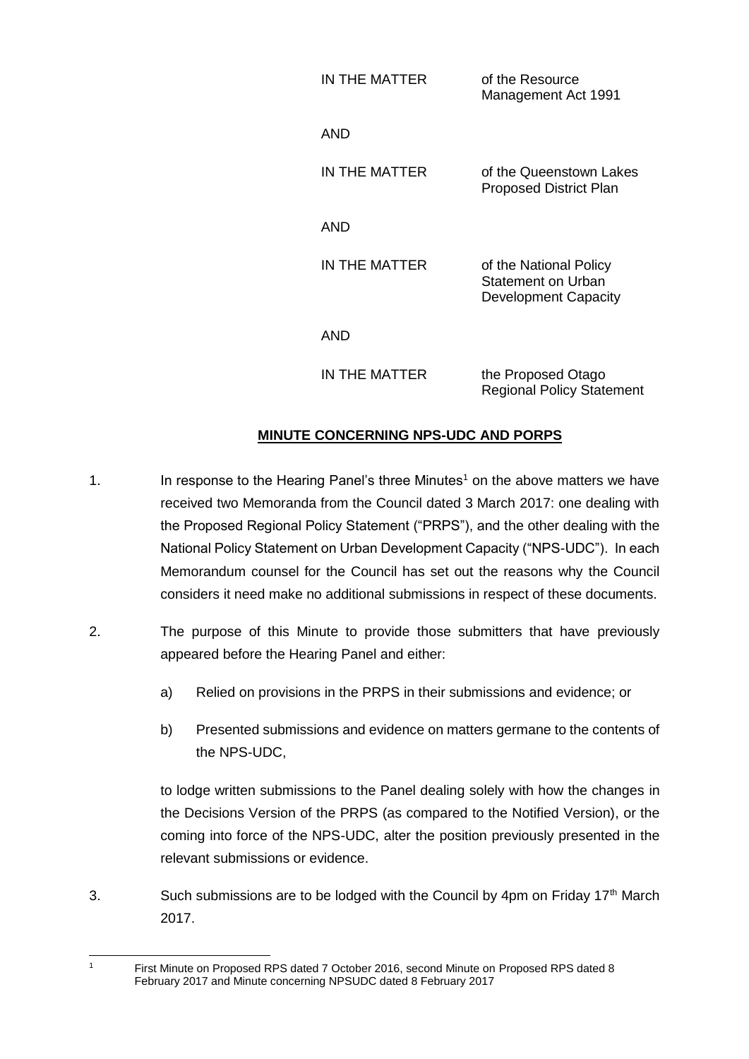| | |
|---|---|
| IN THE MATTER | of the Resource Management Act 1991 |
| AND | |
| IN THE MATTER | of the Queenstown Lakes Proposed District Plan |
| AND | |
| IN THE MATTER | of the National Policy Statement on Urban Development Capacity |
| AND | |
| IN THE MATTER | the Proposed Otago Regional Policy Statement |

## MINUTE CONCERNING NPS-UDC AND PORPS

1. In response to the Hearing Panel's three Minutes[1] on the above matters we have received two Memoranda from the Council dated 3 March 2017: one dealing with the Proposed Regional Policy Statement ("PRPS"), and the other dealing with the National Policy Statement on Urban Development Capacity ("NPS-UDC"). In each Memorandum counsel for the Council has set out the reasons why the Council considers it need make no additional submissions in respect of these documents.

2. The purpose of this Minute to provide those submitters that have previously appeared before the Hearing Panel and either:

    a) Relied on provisions in the PRPS in their submissions and evidence; or

    b) Presented submissions and evidence on matters germane to the contents of the NPS-UDC,

    to lodge written submissions to the Panel dealing solely with how the changes in the Decisions Version of the PRPS (as compared to the Notified Version), or the coming into force of the NPS-UDC, alter the position previously presented in the relevant submissions or evidence.

3. Such submissions are to be lodged with the Council by 4pm on Friday 17th March 2017.

---

[1] First Minute on Proposed RPS dated 7 October 2016, second Minute on Proposed RPS dated 8 February 2017 and Minute concerning NPSUDC dated 8 February 2017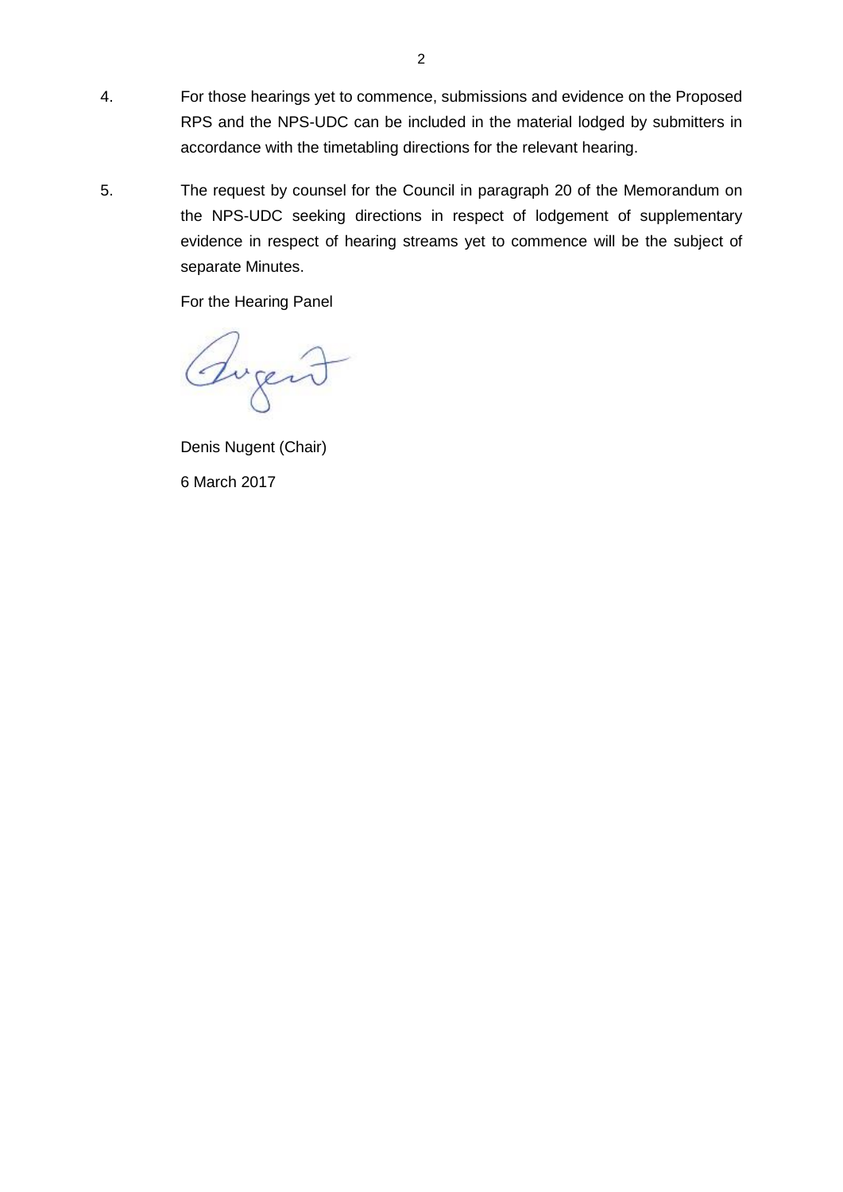4. For those hearings yet to commence, submissions and evidence on the Proposed RPS and the NPS-UDC can be included in the material lodged by submitters in accordance with the timetabling directions for the relevant hearing.

5. The request by counsel for the Council in paragraph 20 of the Memorandum on the NPS-UDC seeking directions in respect of lodgement of supplementary evidence in respect of hearing streams yet to commence will be the subject of separate Minutes.

For the Hearing Panel

Denis Nugent (Chair)

6 March 2017